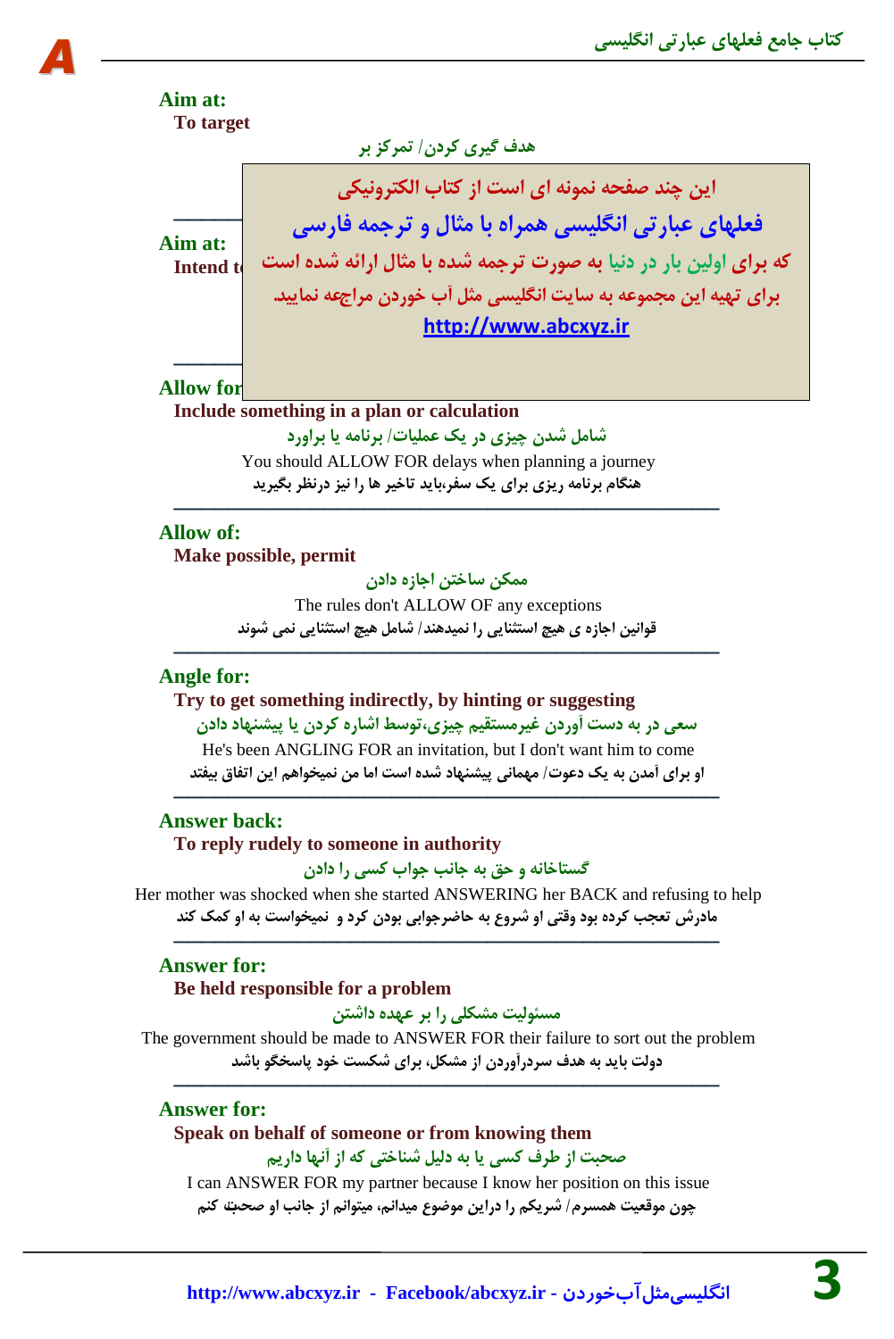**Aim at:**

**To target**

هدف گیری کردن/ تمرکز بر

این چند صفحه نمونه ای است از کتاب الکترونیکی

فعلهای عبارتی انگلیسی همراه با مثال و ترجمه فارسی

که برای اولین بار در دنیا به صورت ترجمه شده با مثال ارائه شده است

برای تهیه این مجموعه به سایت انگلیسی مثل آب خوردن مراجعه نمایید.

http://www.abcxyz.ir

---

**Aim at:**

**Intend t**

---

**Allow for:**

**Include something in a plan or calculation**

شامل شدن چیزی در یک عملیات/ برنامه یا براورد

You should ALLOW FOR delays when planning a journey

هنگام برنامه ریزی برای یک سفر،باید تاخیر ها را نیز درنظر بگیرید

---

**Allow of:**

**Make possible, permit**

ممکن ساختن اجازه دادن

The rules don't ALLOW OF any exceptions

قوانین اجازه ی هیچ استثنایی را نمیدهند/ شامل هیچ استثنایی نمی شوند

---

**Angle for:**

**Try to get something indirectly, by hinting or suggesting**

سعی در به دست آوردن غیرمستقیم چیزی،توسط اشاره کردن یا پیشنهاد دادن

He's been ANGLING FOR an invitation, but I don't want him to come

او برای آمدن به یک دعوت/ مهمانی پیشنهاد شده است اما من نمیخواهم این اتفاق بیفتد

---

**Answer back:**

**To reply rudely to someone in authority**

گستاخانه و حق به جانب جواب کسی را دادن

Her mother was shocked when she started ANSWERING her BACK and refusing to help

مادرش تعجب کرده بود وقتی او شروع به حاضرجوابی بودن کرد و نمیخواست به او کمک کند

---

**Answer for:**

**Be held responsible for a problem**

مسئولیت مشکلی را بر عهده داشتن

The government should be made to ANSWER FOR their failure to sort out the problem

دولت باید به هدف سردرآوردن از مشکل، برای شکست خود پاسخگو باشد

---

**Answer for:**

**Speak on behalf of someone or from knowing them**

صحبت از طرف کسی یا به دلیل شناختی که از آنها داریم

I can ANSWER FOR my partner because I know her position on this issue

چون موقعیت همسرم/ شریکم را دراین موضوع میدانم، میتوانم از جانب او صحبت کنم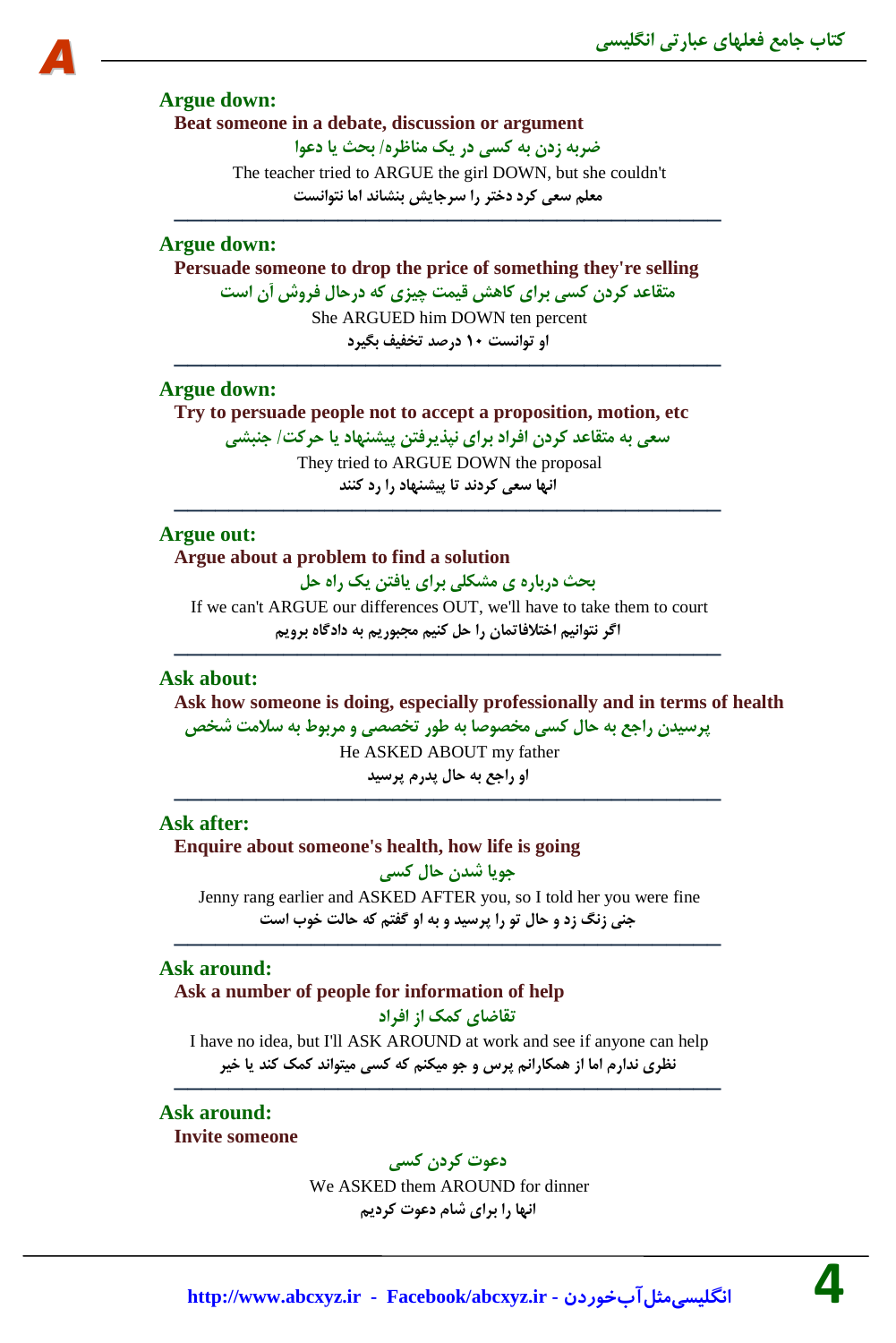### Argue down:
**Beat someone in a debate, discussion or argument**

**ضربه زدن به کسی در یک مناظره/ بحث یا دعوا**

The teacher tried to ARGUE the girl DOWN, but she couldn't

**معلم سعی کرد دختر را سرجایش بنشاند اما نتوانست**

---

### Argue down:
**Persuade someone to drop the price of something they're selling**

**متقاعد کردن کسی برای کاهش قیمت چیزی که درحال فروش آن است**

She ARGUED him DOWN ten percent

**او توانست ۱۰ درصد تخفیف بگیرد**

---

### Argue down:
**Try to persuade people not to accept a proposition, motion, etc**

**سعی به متقاعد کردن افراد برای نپذیرفتن پیشنهاد یا حرکت/ جنبشی**

They tried to ARGUE DOWN the proposal

**انها سعی کردند تا پیشنهاد را رد کنند**

---

### Argue out:
**Argue about a problem to find a solution**

**بحث درباره ی مشکلی برای یافتن یک راه حل**

If we can't ARGUE our differences OUT, we'll have to take them to court

**اگر نتوانیم اختلافاتمان را حل کنیم مجبوریم به دادگاه برویم**

---

### Ask about:
**Ask how someone is doing, especially professionally and in terms of health**

**پرسیدن راجع به حال کسی مخصوصا به طور تخصصی و مربوط به سلامت شخص**

He ASKED ABOUT my father

**او راجع به حال پدرم پرسید**

---

### Ask after:
**Enquire about someone's health, how life is going**

**جویا شدن حال کسی**

Jenny rang earlier and ASKED AFTER you, so I told her you were fine

**جنی زنگ زد و حال تو را پرسید و به او گفتم که حالت خوب است**

---

### Ask around:
**Ask a number of people for information of help**

**تقاضای کمک از افراد**

I have no idea, but I'll ASK AROUND at work and see if anyone can help

**نظری ندارم اما از همکارانم پرس و جو میکنم که کسی میتواند کمک کند یا خیر**

---

### Ask around:
**Invite someone**

**دعوت کردن کسی**

We ASKED them AROUND for dinner

**انها را برای شام دعوت کردیم**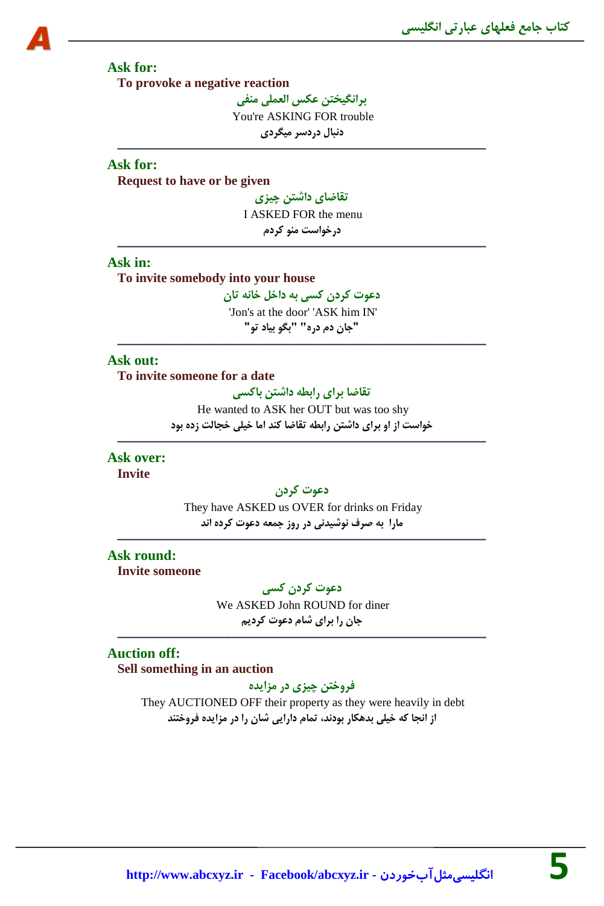**Ask for:**

**To provoke a negative reaction**

برانگیختن عکس العملی منفی

You're ASKING FOR trouble

دنبال دردسر میگردی

---

**Ask for:**

**Request to have or be given**

تقاضای داشتن چیزی

I ASKED FOR the menu

درخواست منو کردم

---

**Ask in:**

**To invite somebody into your house**

دعوت کردن کسی به داخل خانه تان

'Jon's at the door' 'ASK him IN'

"جان دم دره" "بگو بیاد تو"

---

**Ask out:**

**To invite someone for a date**

تقاضا برای رابطه داشتن باکسی

He wanted to ASK her OUT but was too shy

خواست از او برای داشتن رابطه تقاضا کند اما خیلی خجالت زده بود

---

**Ask over:**

**Invite**

دعوت کردن

They have ASKED us OVER for drinks on Friday

مارا به صرف نوشیدنی در روز جمعه دعوت کرده اند

---

**Ask round:**

**Invite someone**

دعوت کردن کسی

We ASKED John ROUND for diner

جان را برای شام دعوت کردیم

---

**Auction off:**

**Sell something in an auction**

فروختن چیزی در مزایده

They AUCTIONED OFF their property as they were heavily in debt

از انجا که خیلی بدهکار بودند، تمام دارایی شان را در مزایده فروختند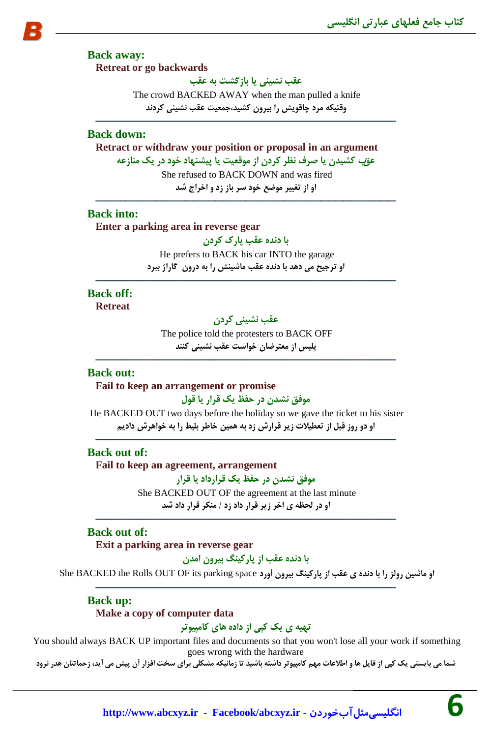**Back away:**

**Retreat or go backwards**

عقب نشینی یا بازگشت به عقب

The crowd BACKED AWAY when the man pulled a knife

وقتیکه مرد چاقویش را بیرون کشید،جمعیت عقب نشینی کردند

---

**Back down:**

**Retract or withdraw your position or proposal in an argument**

عقب کشیدن یا صرف نظر کردن از موقعیت یا پیشنهاد خود در یک منازعه

She refused to BACK DOWN and was fired

او از تغییر موضع خود سر باز زد و اخراج شد

---

**Back into:**

**Enter a parking area in reverse gear**

با دنده عقب پارک کردن

He prefers to BACK his car INTO the garage

او ترجیح می دهد با دنده عقب ماشینش را به درون گاراژ ببرد

---

**Back off:**

**Retreat**

عقب نشینی کردن

The police told the protesters to BACK OFF

پلیس از معترضان خواست عقب نشینی کنند

---

**Back out:**

**Fail to keep an arrangement or promise**

موفق نشدن در حفظ یک قرار یا قول

He BACKED OUT two days before the holiday so we gave the ticket to his sister

او دو روز قبل از تعطیلات زیر قرارش زد به همین خاطر بلیط را به خواهرش دادیم

---

**Back out of:**

**Fail to keep an agreement, arrangement**

موفق نشدن در حفظ یک قرارداد یا قرار

She BACKED OUT OF the agreement at the last minute

او در لحظه ی اخر زیر قرار داد زد / منکر قرار داد شد

---

**Back out of:**

**Exit a parking area in reverse gear**

با دنده عقب از پارکینگ بیرون امدن

She BACKED the Rolls OUT OF its parking space او ماشین رولز را با دنده ی عقب از پارکینگ بیرون آورد

---

**Back up:**

**Make a copy of computer data**

تهیه ی یک کپی از داده های کامپیوتر

You should always BACK UP important files and documents so that you won't lose all your work if something goes wrong with the hardware

شما می بایستی یک کپی از فایل ها و اطلاعات مهم کامپیوتر داشته باشید تا زمانیکه مشکلی برای سخت افزار آن پیش می آید، زحماتتان هدر نرود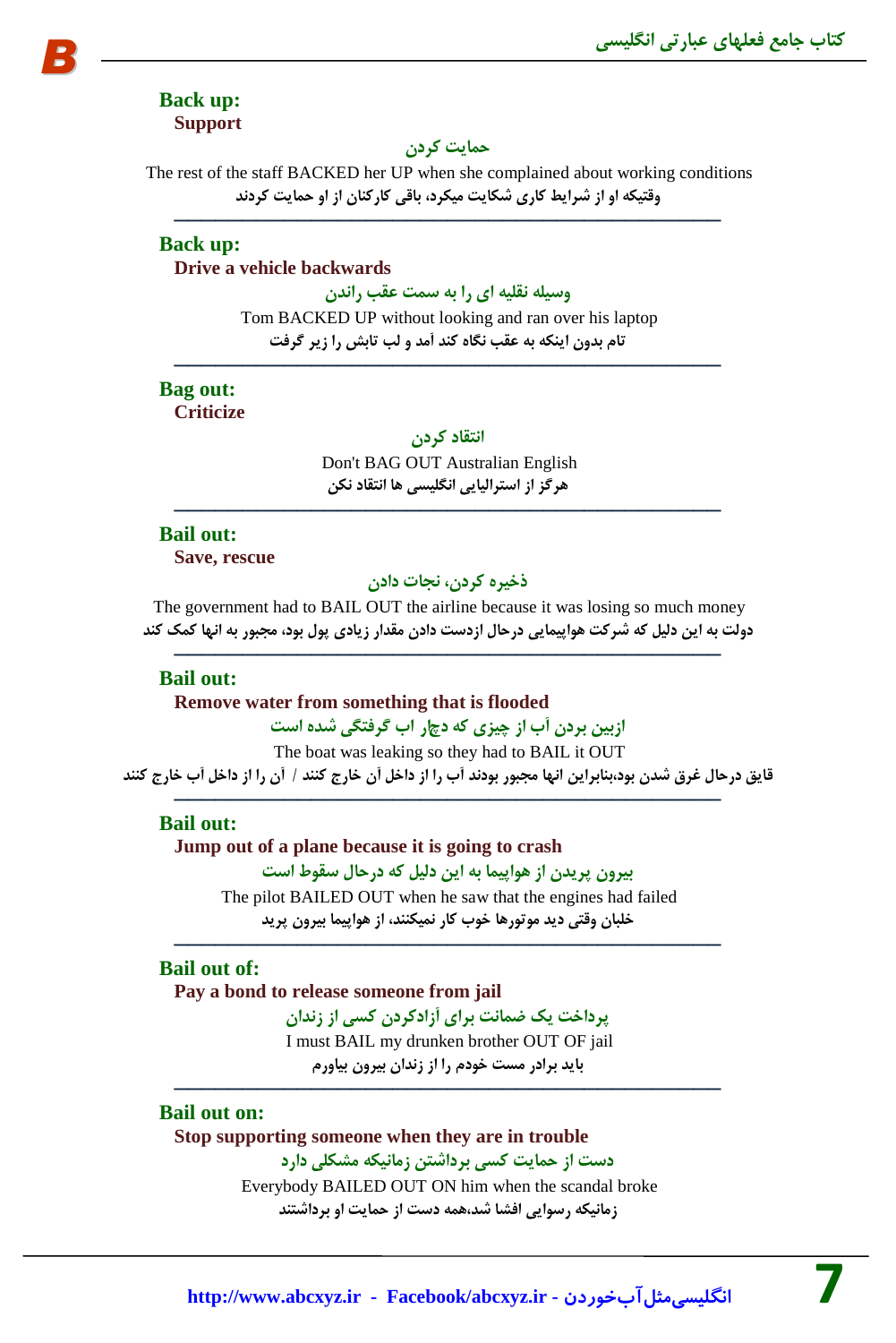**Back up:**
**Support**

حمایت کردن

The rest of the staff BACKED her UP when she complained about working conditions

وقتیکه او از شرایط کاری شکایت میکرد، باقی کارکنان از او حمایت کردند

---

**Back up:**
**Drive a vehicle backwards**

وسیله نقلیه ای را به سمت عقب راندن

Tom BACKED UP without looking and ran over his laptop

تام بدون اینکه به عقب نگاه کند آمد و لب تابش را زیر گرفت

---

**Bag out:**
**Criticize**

انتقاد کردن

Don't BAG OUT Australian English

هرگز از استرالیایی انگلیسی ها انتقاد نکن

---

**Bail out:**
**Save, rescue**

ذخیره کردن، نجات دادن

The government had to BAIL OUT the airline because it was losing so much money

دولت به این دلیل که شرکت هواپیمایی درحال ازدست دادن مقدار زیادی پول بود، مجبور به انها کمک کند

---

**Bail out:**
**Remove water from something that is flooded**

ازبین بردن آب از چیزی که دچار اب گرفتگی شده است

The boat was leaking so they had to BAIL it OUT

قایق درحال غرق شدن بود،بنابراین انها مجبور بودند آب را از داخل آن خارج کنند / آن را از داخل آب خارج کنند

---

**Bail out:**
**Jump out of a plane because it is going to crash**

بیرون پریدن از هواپیما به این دلیل که درحال سقوط است

The pilot BAILED OUT when he saw that the engines had failed

خلبان وقتی دید موتورها خوب کار نمیکنند، از هواپیما بیرون پرید

---

**Bail out of:**
**Pay a bond to release someone from jail**

پرداخت یک ضمانت برای آزادکردن کسی از زندان

I must BAIL my drunken brother OUT OF jail

باید برادر مست خودم را از زندان بیرون بیاورم

---

**Bail out on:**
**Stop supporting someone when they are in trouble**

دست از حمایت کسی برداشتن زمانیکه مشکلی دارد

Everybody BAILED OUT ON him when the scandal broke

زمانیکه رسوایی افشا شد،همه دست از حمایت او برداشتند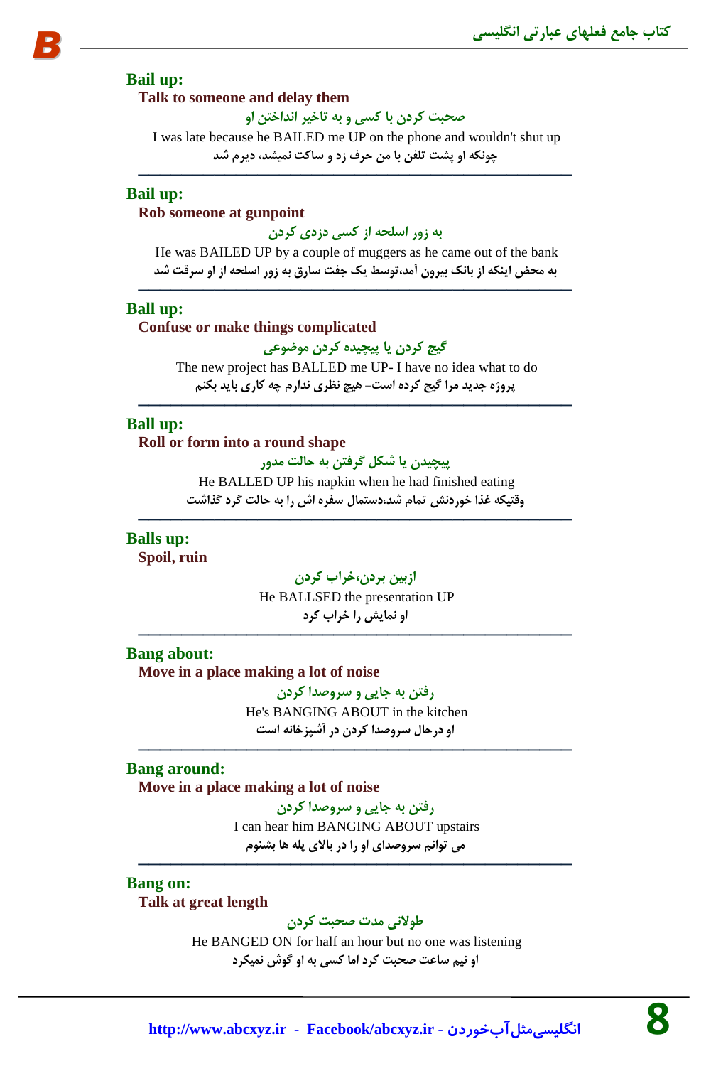**Bail up:**

**Talk to someone and delay them**

صحبت کردن با کسی و به تاخیر انداختن او

I was late because he BAILED me UP on the phone and wouldn't shut up

چونکه او پشت تلفن با من حرف زد و ساکت نمیشد، دیرم شد

---

**Bail up:**

**Rob someone at gunpoint**

به زور اسلحه از کسی دزدی کردن

He was BAILED UP by a couple of muggers as he came out of the bank

به محض اینکه از بانک بیرون آمد،توسط یک جفت سارق به زور اسلحه از او سرقت شد

---

**Ball up:**

**Confuse or make things complicated**

گیج کردن یا پیچیده کردن موضوعی

The new project has BALLED me UP- I have no idea what to do

پروژه جدید مرا گیج کرده است- هیچ نظری ندارم چه کاری باید بکنم

---

**Ball up:**

**Roll or form into a round shape**

پیچیدن یا شکل گرفتن به حالت مدور

He BALLED UP his napkin when he had finished eating

وقتیکه غذا خوردنش تمام شد،دستمال سفره اش را به حالت گرد گذاشت

---

**Balls up:**

**Spoil, ruin**

ازبین بردن،خراب کردن

He BALLSED the presentation UP

او نمایش را خراب کرد

---

**Bang about:**

**Move in a place making a lot of noise**

رفتن به جایی و سروصدا کردن

He's BANGING ABOUT in the kitchen

او درحال سروصدا کردن در آشپزخانه است

---

**Bang around:**

**Move in a place making a lot of noise**

رفتن به جایی و سروصدا کردن

I can hear him BANGING ABOUT upstairs

می توانم سروصدای او را در بالای پله ها بشنوم

---

**Bang on:**

**Talk at great length**

طولانی مدت صحبت کردن

He BANGED ON for half an hour but no one was listening

او نیم ساعت صحبت کرد اما کسی به او گوش نمیکرد